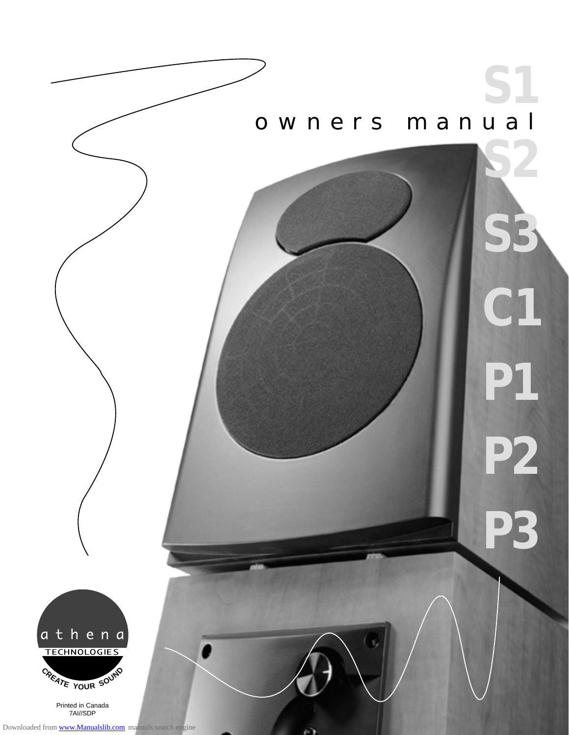# owners manual

S1

S2

S3

C1

P1

P2

P3

athena

TECHNOLOGIES

CREATE YOUR SOUND

Printed in Canada
7AI//SDP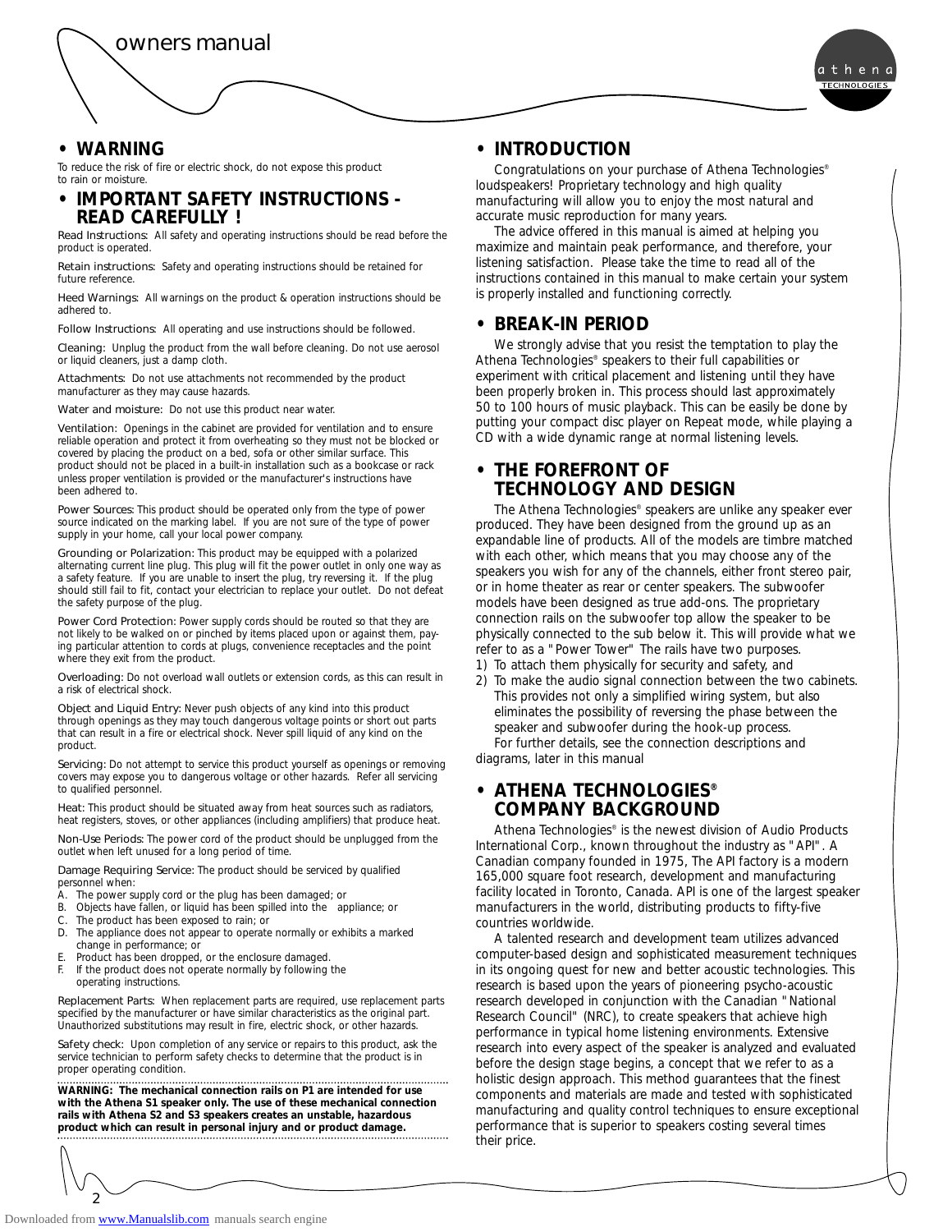## • WARNING

To reduce the risk of fire or electric shock, do not expose this product to rain or moisture.

## • IMPORTANT SAFETY INSTRUCTIONS - READ CAREFULLY !

Read Instructions: All safety and operating instructions should be read before the product is operated.

Retain instructions: Safety and operating instructions should be retained for future reference.

Heed Warnings: All warnings on the product & operation instructions should be adhered to.

Follow Instructions: All operating and use instructions should be followed.

Cleaning: Unplug the product from the wall before cleaning. Do not use aerosol or liquid cleaners, just a damp cloth.

Attachments: Do not use attachments not recommended by the product manufacturer as they may cause hazards.

Water and moisture: Do not use this product near water.

Ventilation: Openings in the cabinet are provided for ventilation and to ensure reliable operation and protect it from overheating so they must not be blocked or covered by placing the product on a bed, sofa or other similar surface. This product should not be placed in a built-in installation such as a bookcase or rack unless proper ventilation is provided or the manufacturer's instructions have been adhered to.

Power Sources: This product should be operated only from the type of power source indicated on the marking label. If you are not sure of the type of power supply in your home, call your local power company.

Grounding or Polarization: This product may be equipped with a polarized alternating current line plug. This plug will fit the power outlet in only one way as a safety feature. If you are unable to insert the plug, try reversing it. If the plug should still fail to fit, contact your electrician to replace your outlet. Do not defeat the safety purpose of the plug.

Power Cord Protection: Power supply cords should be routed so that they are not likely to be walked on or pinched by items placed upon or against them, paying particular attention to cords at plugs, convenience receptacles and the point where they exit from the product.

Overloading: Do not overload wall outlets or extension cords, as this can result in a risk of electrical shock.

Object and Liquid Entry: Never push objects of any kind into this product through openings as they may touch dangerous voltage points or short out parts that can result in a fire or electrical shock. Never spill liquid of any kind on the product.

Servicing: Do not attempt to service this product yourself as openings or removing covers may expose you to dangerous voltage or other hazards. Refer all servicing to qualified personnel.

Heat: This product should be situated away from heat sources such as radiators, heat registers, stoves, or other appliances (including amplifiers) that produce heat.

Non-Use Periods: The power cord of the product should be unplugged from the outlet when left unused for a long period of time.

Damage Requiring Service: The product should be serviced by qualified personnel when:

A. The power supply cord or the plug has been damaged; or
B. Objects have fallen, or liquid has been spilled into the appliance; or
C. The product has been exposed to rain; or
D. The appliance does not appear to operate normally or exhibits a marked change in performance; or
E. Product has been dropped, or the enclosure damaged.
F. If the product does not operate normally by following the operating instructions.

Replacement Parts: When replacement parts are required, use replacement parts specified by the manufacturer or have similar characteristics as the original part. Unauthorized substitutions may result in fire, electric shock, or other hazards.

Safety check: Upon completion of any service or repairs to this product, ask the service technician to perform safety checks to determine that the product is in proper operating condition.

**WARNING: The mechanical connection rails on P1 are intended for use with the Athena S1 speaker only. The use of these mechanical connection rails with Athena S2 and S3 speakers creates an unstable, hazardous product which can result in personal injury and or product damage.**

## • INTRODUCTION

Congratulations on your purchase of Athena Technologies® loudspeakers! Proprietary technology and high quality manufacturing will allow you to enjoy the most natural and accurate music reproduction for many years.

The advice offered in this manual is aimed at helping you maximize and maintain peak performance, and therefore, your listening satisfaction. Please take the time to read all of the instructions contained in this manual to make certain your system is properly installed and functioning correctly.

## • BREAK-IN PERIOD

We strongly advise that you resist the temptation to play the Athena Technologies® speakers to their full capabilities or experiment with critical placement and listening until they have been properly broken in. This process should last approximately 50 to 100 hours of music playback. This can be easily be done by putting your compact disc player on Repeat mode, while playing a CD with a wide dynamic range at normal listening levels.

## • THE FOREFRONT OF TECHNOLOGY AND DESIGN

The Athena Technologies® speakers are unlike any speaker ever produced. They have been designed from the ground up as an expandable line of products. All of the models are timbre matched with each other, which means that you may choose any of the speakers you wish for any of the channels, either front stereo pair, or in home theater as rear or center speakers. The subwoofer models have been designed as true add-ons. The proprietary connection rails on the subwoofer top allow the speaker to be physically connected to the sub below it. This will provide what we refer to as a "Power Tower" The rails have two purposes.

1) To attach them physically for security and safety, and
2) To make the audio signal connection between the two cabinets. This provides not only a simplified wiring system, but also eliminates the possibility of reversing the phase between the speaker and subwoofer during the hook-up process.

For further details, see the connection descriptions and diagrams, later in this manual

## • ATHENA TECHNOLOGIES® COMPANY BACKGROUND

Athena Technologies® is the newest division of Audio Products International Corp., known throughout the industry as "API". A Canadian company founded in 1975, The API factory is a modern 165,000 square foot research, development and manufacturing facility located in Toronto, Canada. API is one of the largest speaker manufacturers in the world, distributing products to fifty-five countries worldwide.

A talented research and development team utilizes advanced computer-based design and sophisticated measurement techniques in its ongoing quest for new and better acoustic techniques. This research is based upon the years of pioneering psycho-acoustic research developed in conjunction with the Canadian "National Research Council" (NRC), to create speakers that achieve high performance in typical home listening environments. Extensive research into every aspect of the speaker is analyzed and evaluated before the design stage begins, a concept that we refer to as a holistic design approach. This method guarantees that the finest components and materials are made and tested with sophisticated manufacturing and quality control techniques to ensure exceptional performance that is superior to speakers costing several times their price.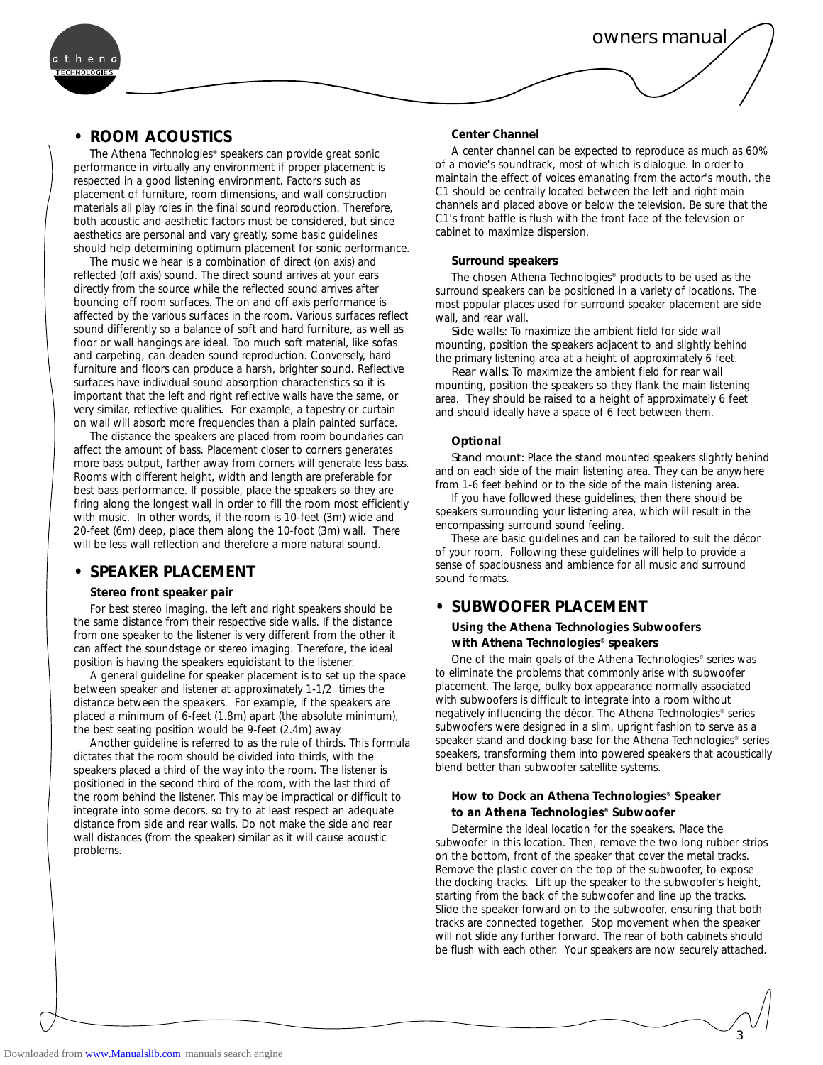## • ROOM ACOUSTICS

The Athena Technologies® speakers can provide great sonic performance in virtually any environment if proper placement is respected in a good listening environment. Factors such as placement of furniture, room dimensions, and wall construction materials all play roles in the final sound reproduction. Therefore, both acoustic and aesthetic factors must be considered, but since aesthetics are personal and vary greatly, some basic guidelines should help determining optimum placement for sonic performance.

The music we hear is a combination of direct (on axis) and reflected (off axis) sound. The direct sound arrives at your ears directly from the source while the reflected sound arrives after bouncing off room surfaces. The on and off axis performance is affected by the various surfaces in the room. Various surfaces reflect sound differently so a balance of soft and hard furniture, as well as floor or wall hangings are ideal. Too much soft material, like sofas and carpeting, can deaden sound reproduction. Conversely, hard furniture and floors can produce a harsh, brighter sound. Reflective surfaces have individual sound absorption characteristics so it is important that the left and right reflective walls have the same, or very similar, reflective qualities. For example, a tapestry or curtain on wall will absorb more frequencies than a plain painted surface.

The distance the speakers are placed from room boundaries can affect the amount of bass. Placement closer to corners generates more bass output, farther away from corners will generate less bass. Rooms with different height, width and length are preferable for best bass performance. If possible, place the speakers so they are firing along the longest wall in order to fill the room most efficiently with music. In other words, if the room is 10-feet (3m) wide and 20-feet (6m) deep, place them along the 10-foot (3m) wall. There will be less wall reflection and therefore a more natural sound.

## • SPEAKER PLACEMENT

### Stereo front speaker pair

For best stereo imaging, the left and right speakers should be the same distance from their respective side walls. If the distance from one speaker to the listener is very different from the other it can affect the soundstage or stereo imaging. Therefore, the ideal position is having the speakers equidistant to the listener.

A general guideline for speaker placement is to set up the space between speaker and listener at approximately 1-1/2 times the distance between the speakers. For example, if the speakers are placed a minimum of 6-feet (1.8m) apart (the absolute minimum), the best seating position would be 9-feet (2.4m) away.

Another guideline is referred to as the rule of thirds. This formula dictates that the room should be divided into thirds, with the speakers placed a third of the way into the room. The listener is positioned in the second third of the room, with the last third of the room behind the listener. This may be impractical or difficult to integrate into some decors, so try to at least respect an adequate distance from side and rear walls. Do not make the side and rear wall distances (from the speaker) similar as it will cause acoustic problems.

### Center Channel

A center channel can be expected to reproduce as much as 60% of a movie's soundtrack, most of which is dialogue. In order to maintain the effect of voices emanating from the actor's mouth, the C1 should be centrally located between the left and right main channels and placed above or below the television. Be sure that the C1's front baffle is flush with the front face of the television or cabinet to maximize dispersion.

### Surround speakers

The chosen Athena Technologies® products to be used as the surround speakers can be positioned in a variety of locations. The most popular places used for surround speaker placement are side wall, and rear wall.

Side walls: To maximize the ambient field for side wall mounting, position the speakers adjacent to and slightly behind the primary listening area at a height of approximately 6 feet.

Rear walls: To maximize the ambient field for rear wall mounting, position the speakers so they flank the main listening area. They should be raised to a height of approximately 6 feet and should ideally have a space of 6 feet between them.

### Optional

Stand mount: Place the stand mounted speakers slightly behind and on each side of the main listening area. They can be anywhere from 1-6 feet behind or to the side of the main listening area.

If you have followed these guidelines, then there should be speakers surrounding your listening area, which will result in the encompassing surround sound feeling.

These are basic guidelines and can be tailored to suit the décor of your room. Following these guidelines will help to provide a sense of spaciousness and ambience for all music and surround sound formats.

## • SUBWOOFER PLACEMENT

### Using the Athena Technologies Subwoofers with Athena Technologies® speakers

One of the main goals of the Athena Technologies® series was to eliminate the problems that commonly arise with subwoofer placement. The large, bulky box appearance normally associated with subwoofers is difficult to integrate into a room without negatively influencing the décor. The Athena Technologies® series subwoofers were designed in a slim, upright fashion to serve as a speaker stand and docking base for the Athena Technologies® series speakers, transforming them into powered speakers that acoustically blend better than subwoofer satellite systems.

### How to Dock an Athena Technologies® Speaker to an Athena Technologies® Subwoofer

Determine the ideal location for the speakers. Place the subwoofer in this location. Then, remove the two long rubber strips on the bottom, front of the speaker that cover the metal tracks. Remove the plastic cover on the top of the subwoofer, to expose the docking tracks. Lift up the speaker to the subwoofer's height, starting from the back of the subwoofer and line up the tracks. Slide the speaker forward on to the subwoofer, ensuring that both tracks are connected together. Stop movement when the speaker will not slide any further forward. The rear of both cabinets should be flush with each other. Your speakers are now securely attached.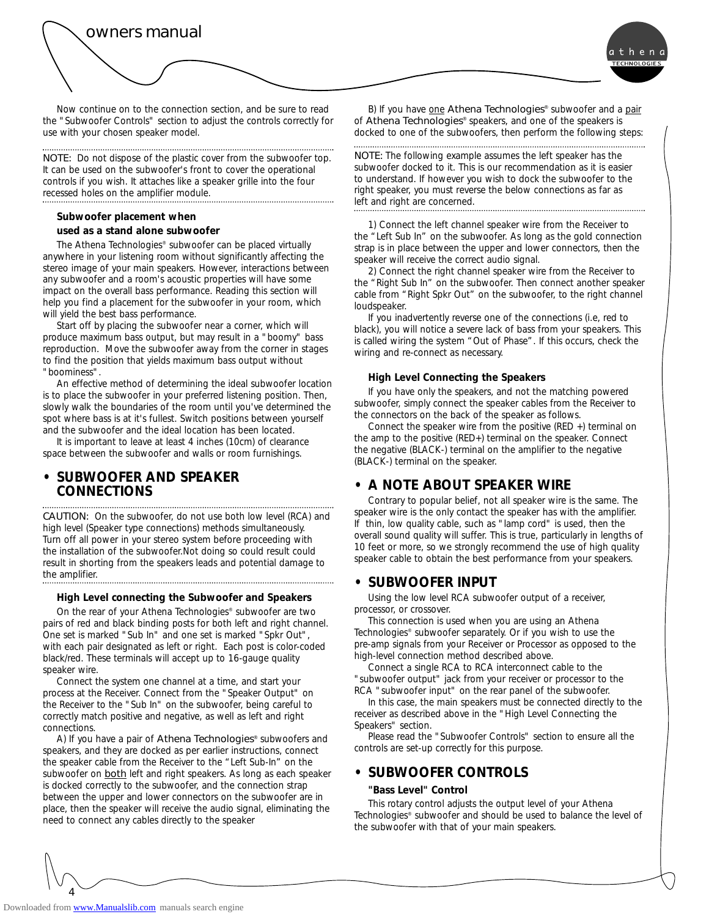Now continue on to the connection section, and be sure to read the "Subwoofer Controls" section to adjust the controls correctly for use with your chosen speaker model.

NOTE: Do not dispose of the plastic cover from the subwoofer top. It can be used on the subwoofer's front to cover the operational controls if you wish. It attaches like a speaker grille into the four recessed holes on the amplifier module.

**Subwoofer placement when used as a stand alone subwoofer**

The Athena Technologies® subwoofer can be placed virtually anywhere in your listening room without significantly affecting the stereo image of your main speakers. However, interactions between any subwoofer and a room's acoustic properties will have some impact on the overall bass performance. Reading this section will help you find a placement for the subwoofer in your room, which will yield the best bass performance.

Start off by placing the subwoofer near a corner, which will produce maximum bass output, but may result in a "boomy" bass reproduction. Move the subwoofer away from the corner in stages to find the position that yields maximum bass output without "boominess".

An effective method of determining the ideal subwoofer location is to place the subwoofer in your preferred listening position. Then, slowly walk the boundaries of the room until you've determined the spot where bass is at it's fullest. Switch positions between yourself and the subwoofer and the ideal location has been located.

It is important to leave at least 4 inches (10cm) of clearance space between the subwoofer and walls or room furnishings.

## • SUBWOOFER AND SPEAKER CONNECTIONS

CAUTION: On the subwoofer, do not use both low level (RCA) and high level (Speaker type connections) methods simultaneously. Turn off all power in your stereo system before proceeding with the installation of the subwoofer.Not doing so could result could result in shorting from the speakers leads and potential damage to the amplifier.

**High Level connecting the Subwoofer and Speakers**

On the rear of your Athena Technologies® subwoofer are two pairs of red and black binding posts for both left and right channel. One set is marked "Sub In" and one set is marked "Spkr Out", with each pair designated as left or right. Each post is color-coded black/red. These terminals will accept up to 16-gauge quality speaker wire.

Connect the system one channel at a time, and start your process at the Receiver. Connect from the "Speaker Output" on the Receiver to the "Sub In" on the subwoofer, being careful to correctly match positive and negative, as well as left and right connections.

A) If you have a pair of Athena Technologies® subwoofers and speakers, and they are docked as per earlier instructions, connect the speaker cable from the Receiver to the "Left Sub-In" on the subwoofer on both left and right speakers. As long as each speaker is docked correctly to the subwoofer, and the connection strap between the upper and lower connectors on the subwoofer are in place, then the speaker will receive the audio signal, eliminating the need to connect any cables directly to the speaker

B) If you have one Athena Technologies® subwoofer and a pair of Athena Technologies® speakers, and one of the speakers is docked to one of the subwoofers, then perform the following steps:

NOTE: The following example assumes the left speaker has the subwoofer docked to it. This is our recommendation as it is easier to understand. If however you wish to dock the subwoofer to the right speaker, you must reverse the below connections as far as left and right are concerned.

1) Connect the left channel speaker wire from the Receiver to the "Left Sub In" on the subwoofer. As long as the gold connection strap is in place between the upper and lower connectors, then the speaker will receive the correct audio signal.

2) Connect the right channel speaker wire from the Receiver to the "Right Sub In" on the subwoofer. Then connect another speaker cable from "Right Spkr Out" on the subwoofer, to the right channel loudspeaker.

If you inadvertently reverse one of the connections (i.e, red to black), you will notice a severe lack of bass from your speakers. This is called wiring the system "Out of Phase". If this occurs, check the wiring and re-connect as necessary.

**High Level Connecting the Speakers**

If you have only the speakers, and not the matching powered subwoofer, simply connect the speaker cables from the Receiver to the connectors on the back of the speaker as follows.

Connect the speaker wire from the positive (RED +) terminal on the amp to the positive (RED+) terminal on the speaker. Connect the negative (BLACK-) terminal on the amplifier to the negative (BLACK-) terminal on the speaker.

## • A NOTE ABOUT SPEAKER WIRE

Contrary to popular belief, not all speaker wire is the same. The speaker wire is the only contact the speaker has with the amplifier. If thin, low quality cable, such as "lamp cord" is used, then the overall sound quality will suffer. This is true, particularly in lengths of 10 feet or more, so we strongly recommend the use of high quality speaker cable to obtain the best performance from your speakers.

## • SUBWOOFER INPUT

Using the low level RCA subwoofer output of a receiver, processor, or crossover.

This connection is used when you are using an Athena Technologies® subwoofer separately. Or if you wish to use the pre-amp signals from your Receiver or Processor as opposed to the high-level connection method described above.

Connect a single RCA to RCA interconnect cable to the "subwoofer output" jack from your receiver or processor to the RCA "subwoofer input" on the rear panel of the subwoofer.

In this case, the main speakers must be connected directly to the receiver as described above in the "High Level Connecting the Speakers" section.

Please read the "Subwoofer Controls" section to ensure all the controls are set-up correctly for this purpose.

## • SUBWOOFER CONTROLS

**"Bass Level" Control**

This rotary control adjusts the output level of your Athena Technologies® subwoofer and should be used to balance the level of the subwoofer with that of your main speakers.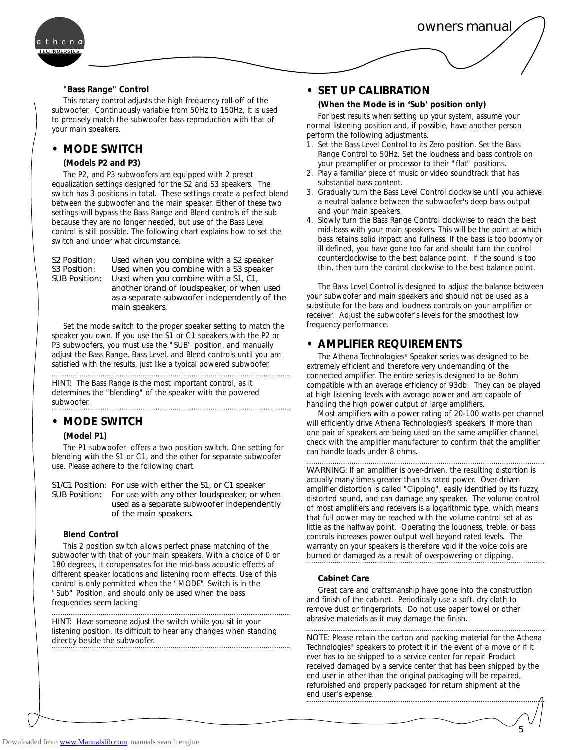### "Bass Range" Control

This rotary control adjusts the high frequency roll-off of the subwoofer. Continuously variable from 50Hz to 150Hz, it is used to precisely match the subwoofer bass reproduction with that of your main speakers.

## • MODE SWITCH

**(Models P2 and P3)**

The P2, and P3 subwoofers are equipped with 2 preset equalization settings designed for the S2 and S3 speakers. The switch has 3 positions in total. These settings create a perfect blend between the subwoofer and the main speaker. Either of these two settings will bypass the Bass Range and Blend controls of the sub because they are no longer needed, but use of the Bass Level control is still possible. The following chart explains how to set the switch and under what circumstance.

| | |
|---|---|
| S2 Position: | Used when you combine with a S2 speaker |
| S3 Position: | Used when you combine with a S3 speaker |
| SUB Position: | Used when you combine with a S1, C1, another brand of loudspeaker, or when used as a separate subwoofer independently of the main speakers. |

Set the mode switch to the proper speaker setting to match the speaker you own. If you use the S1 or C1 speakers with the P2 or P3 subwoofers, you must use the "SUB" position, and manually adjust the Bass Range, Bass Level, and Blend controls until you are satisfied with the results, just like a typical powered subwoofer.

HINT: The Bass Range is the most important control, as it determines the "blending" of the speaker with the powered subwoofer.

## • MODE SWITCH

**(Model P1)**

The P1 subwoofer offers a two position switch. One setting for blending with the S1 or C1, and the other for separate subwoofer use. Please adhere to the following chart.

| | |
|---|---|
| S1/C1 Position: | For use with either the S1, or C1 speaker |
| SUB Position: | For use with any other loudspeaker, or when used as a separate subwoofer independently of the main speakers. |

### Blend Control

This 2 position switch allows perfect phase matching of the subwoofer with that of your main speakers. With a choice of 0 or 180 degrees, it compensates for the mid-bass acoustic effects of different speaker locations and listening room effects. Use of this control is only permitted when the "MODE" Switch is in the "Sub" Position, and should only be used when the bass frequencies seem lacking.

HINT: Have someone adjust the switch while you sit in your listening position. Its difficult to hear any changes when standing directly beside the subwoofer.

## • SET UP CALIBRATION

**(When the Mode is in 'Sub' position only)**

For best results when setting up your system, assume your normal listening position and, if possible, have another person perform the following adjustments.

1. Set the Bass Level Control to its Zero position. Set the Bass Range Control to 50Hz. Set the loudness and bass controls on your preamplifier or processor to their "flat" positions.
2. Play a familiar piece of music or video soundtrack that has substantial bass content.
3. Gradually turn the Bass Level Control clockwise until you achieve a neutral balance between the subwoofer's deep bass output and your main speakers.
4. Slowly turn the Bass Range Control clockwise to reach the best mid-bass with your main speakers. This will be the point at which bass retains solid impact and fullness. If the bass is too boomy or ill defined, you have gone too far and should turn the control counterclockwise to the best balance point. If the sound is too thin, then turn the control clockwise to the best balance point.

The Bass Level Control is designed to adjust the balance between your subwoofer and main speakers and should not be used as a substitute for the bass and loudness controls on your amplifier or receiver. Adjust the subwoofer's levels for the smoothest low frequency performance.

## • AMPLIFIER REQUIREMENTS

The Athena Technologies® Speaker series was designed to be extremely efficient and therefore very undemanding of the connected amplifier. The entire series is designed to be 8ohm compatible with an average efficiency of 93db. They can be played at high listening levels with average power and are capable of handling the high power output of large amplifiers.

Most amplifiers with a power rating of 20-100 watts per channel will efficiently drive Athena Technologies® speakers. If more than one pair of speakers are being used on the same amplifier channel, check with the amplifier manufacturer to confirm that the amplifier can handle loads under 8 ohms.

WARNING: If an amplifier is over-driven, the resulting distortion is actually many times greater than its rated power. Over-driven amplifier distortion is called "Clipping", easily identified by its fuzzy, distorted sound, and can damage any speaker. The volume control of most amplifiers and receivers is a logarithmic type, which means that full power may be reached with the volume control set at as little as the halfway point. Operating the loudness, treble, or bass controls increases power output well beyond rated levels. The warranty on your speakers is therefore void if the voice coils are burned or damaged as a result of overpowering or clipping.

### Cabinet Care

Great care and craftsmanship have gone into the construction and finish of the cabinet. Periodically use a soft, dry cloth to remove dust or fingerprints. Do not use paper towel or other abrasive materials as it may damage the finish.

NOTE: Please retain the carton and packing material for the Athena Technologies® speakers to protect it in the event of a move or if it ever has to be shipped to a service center for repair. Product received damaged by a service center that has been shipped by the end user in other than the original packaging will be repaired, refurbished and properly packaged for return shipment at the end user's expense.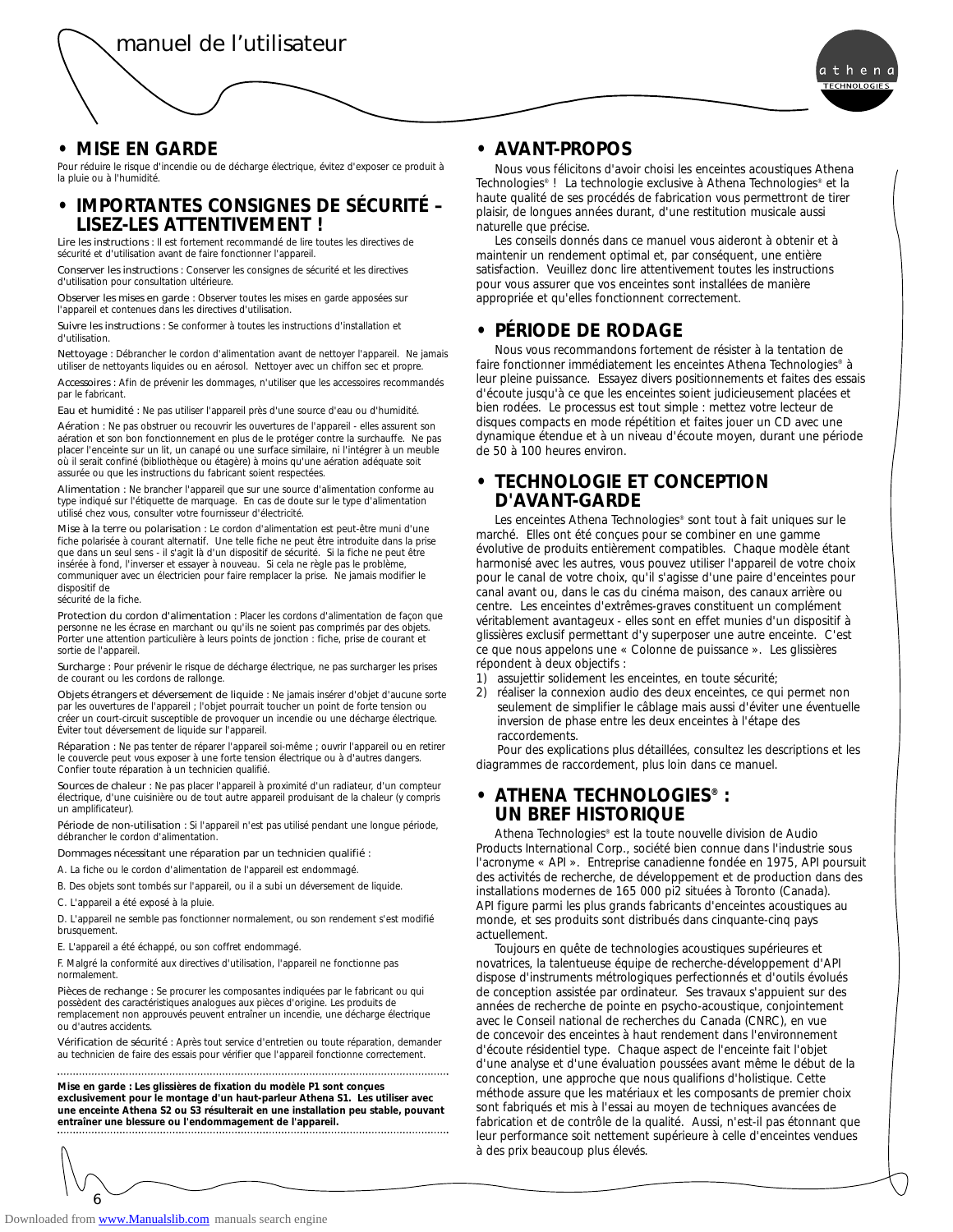# MISE EN GARDE

Pour réduire le risque d'incendie ou de décharge électrique, évitez d'exposer ce produit à la pluie ou à l'humidité.

# IMPORTANTES CONSIGNES DE SÉCURITÉ – LISEZ-LES ATTENTIVEMENT !

Lire les instructions : Il est fortement recommandé de lire toutes les directives de sécurité et d'utilisation avant de faire fonctionner l'appareil.

Conserver les instructions : Conserver les consignes de sécurité et les directives d'utilisation pour consultation ultérieure.

Observer les mises en garde : Observer toutes les mises en garde apposées sur l'appareil et contenues dans les directives d'utilisation.

Suivre les instructions : Se conformer à toutes les instructions d'installation et d'utilisation.

Nettoyage : Débrancher le cordon d'alimentation avant de nettoyer l'appareil. Ne jamais utiliser de nettoyants liquides ou en aérosol. Nettoyer avec un chiffon sec et propre.

Accessoires : Afin de prévenir les dommages, n'utiliser que les accessoires recommandés par le fabricant.

Eau et humidité : Ne pas utiliser l'appareil près d'une source d'eau ou d'humidité.

Aération : Ne pas obstruer ou recouvrir les ouvertures de l'appareil - elles assurent son aération et son bon fonctionnement en plus de le protéger contre la surchauffe. Ne pas placer l'enceinte sur un lit, un canapé ou une surface similaire, ni l'intégrer à un meuble où il serait confiné (bibliothèque ou étagère) à moins qu'une aération adéquate soit assurée ou que les instructions du fabricant soient respectées.

Alimentation : Ne brancher l'appareil que sur une source d'alimentation conforme au type indiqué sur l'étiquette de marquage. En cas de doute sur le type d'alimentation utilisé chez vous, consulter votre fournisseur d'électricité.

Mise à la terre ou polarisation : Le cordon d'alimentation est peut-être muni d'une fiche polarisée à courant alternatif. Une telle fiche ne peut être introduite dans la prise que dans un seul sens - il s'agit là d'un dispositif de sécurité. Si la fiche ne peut être insérée à fond, l'inverser et essayer à nouveau. Si cela ne règle pas le problème, communiquer avec un électricien pour faire remplacer la prise. Ne jamais modifier le dispositif de sécurité de la fiche.

Protection du cordon d'alimentation : Placer les cordons d'alimentation de façon que personne ne les écrase en marchant ou qu'ils ne soient pas comprimés par des objets. Porter une attention particulière à leurs points de jonction : fiche, prise de courant et sortie de l'appareil.

Surcharge : Pour prévenir le risque de décharge électrique, ne pas surcharger les prises de courant ou les cordons de rallonge.

Objets étrangers et déversement de liquide : Ne jamais insérer d'objet d'aucune sorte par les ouvertures de l'appareil ; l'objet pourrait toucher un point de forte tension ou créer un court-circuit susceptible de provoquer un incendie ou une décharge électrique. Éviter tout déversement de liquide sur l'appareil.

Réparation : Ne pas tenter de réparer l'appareil soi-même ; ouvrir l'appareil ou en retirer le couvercle peut vous exposer à une forte tension électrique ou à d'autres dangers. Confier toute réparation à un technicien qualifié.

Sources de chaleur : Ne pas placer l'appareil à proximité d'un radiateur, d'un compteur électrique, d'une cuisinière ou de tout autre appareil produisant de la chaleur (y compris un amplificateur).

Période de non-utilisation : Si l'appareil n'est pas utilisé pendant une longue période, débrancher le cordon d'alimentation.

Dommages nécessitant une réparation par un technicien qualifié :

A. La fiche ou le cordon d'alimentation de l'appareil est endommagé.

B. Des objets sont tombés sur l'appareil, ou il a subi un déversement de liquide.

C. L'appareil a été exposé à la pluie.

D. L'appareil ne semble pas fonctionner normalement, ou son rendement s'est modifié brusquement.

E. L'appareil a été échappé, ou son coffret endommagé.

F. Malgré la conformité aux directives d'utilisation, l'appareil ne fonctionne pas normalement.

Pièces de rechange : Se procurer les composantes indiquées par le fabricant ou qui possèdent des caractéristiques analogues aux pièces d'origine. Les produits de remplacement non approuvés peuvent entraîner un incendie, une décharge électrique ou d'autres accidents.

Vérification de sécurité : Après tout service d'entretien ou toute réparation, demander au technicien de faire des essais pour vérifier que l'appareil fonctionne correctement.

**Mise en garde : Les glissières de fixation du modèle P1 sont conçues exclusivement pour le montage d'un haut-parleur Athena S1. Les utiliser avec une enceinte Athena S2 ou S3 résulterait en une installation peu stable, pouvant entraîner une blessure ou l'endommagement de l'appareil.**

# AVANT-PROPOS

Nous vous félicitons d'avoir choisi les enceintes acoustiques Athena Technologies® ! La technologie exclusive à Athena Technologies® et la haute qualité de ses procédés de fabrication vous permettront de tirer plaisir, de longues années durant, d'une restitution musicale aussi naturelle que précise.

Les conseils donnés dans ce manuel vous aideront à obtenir et à maintenir un rendement optimal et, par conséquent, une entière satisfaction. Veuillez donc lire attentivement toutes les instructions pour vous assurer que vos enceintes sont installées de manière appropriée et qu'elles fonctionnent correctement.

# PÉRIODE DE RODAGE

Nous vous recommandons fortement de résister à la tentation de faire fonctionner immédiatement les enceintes Athena Technologies® à leur pleine puissance. Essayez divers positionnements et faites des essais d'écoute jusqu'à ce que les enceintes soient judicieusement placées et bien rodées. Le processus est tout simple : mettez votre lecteur de disques compacts en mode répétition et faites jouer un CD avec une dynamique étendue et à un niveau d'écoute moyen, durant une période de 50 à 100 heures environ.

# TECHNOLOGIE ET CONCEPTION D'AVANT-GARDE

Les enceintes Athena Technologies® sont tout à fait uniques sur le marché. Elles ont été conçues pour se combiner en une gamme évolutive de produits entièrement compatibles. Chaque modèle étant harmonisé avec les autres, vous pouvez utiliser l'appareil de votre choix pour le canal de votre choix, qu'il s'agisse d'une paire d'enceintes pour canal avant ou, dans le cas du cinéma maison, des canaux arrière ou centre. Les enceintes d'extrêmes-graves constituent un complément véritablement avantageux - elles sont en effet munies d'un dispositif à glissières exclusif permettant d'y superposer une autre enceinte. C'est ce que nous appelons une « Colonne de puissance ». Les glissières répondent à deux objectifs :

1) assujettir solidement les enceintes, en toute sécurité;
2) réaliser la connexion audio des deux enceintes, ce qui permet non seulement de simplifier le câblage mais aussi d'éviter une éventuelle inversion de phase entre les deux enceintes à l'étape des raccordements.

Pour des explications plus détaillées, consultez les descriptions et les diagrammes de raccordement, plus loin dans ce manuel.

# ATHENA TECHNOLOGIES® : UN BREF HISTORIQUE

Athena Technologies® est la toute nouvelle division de Audio Products International Corp., société bien connue dans l'industrie sous l'acronyme « API ». Entreprise canadienne fondée en 1975, API poursuit des activités de recherche, de développement et de production dans des installations modernes de 165 000 pi2 situées à Toronto (Canada). API figure parmi les plus grands fabricants d'enceintes acoustiques au monde, et ses produits sont distribués dans cinquante-cinq pays actuellement.

Toujours en quête de technologies acoustiques supérieures et novatrices, la talentueuse équipe de recherche-développement d'API dispose d'instruments métrologiques perfectionnés et d'outils évolués de conception assistée par ordinateur. Ses travaux s'appuient sur des années de recherche de pointe en psycho-acoustique, conjointement avec le Conseil national de recherches du Canada (CNRC), en vue de concevoir des enceintes à haut rendement dans l'environnement d'écoute résidentiel type. Chaque aspect de l'enceinte fait l'objet d'une analyse et d'une évaluation poussées avant même le début de la conception, une approche que nous qualifions d'holistique. Cette méthode assure que les matériaux et les composants de premier choix sont fabriqués et mis à l'essai au moyen de techniques avancées de fabrication et de contrôle de la qualité. Aussi, n'est-il pas étonnant que leur performance soit nettement supérieure à celle d'enceintes vendues à des prix beaucoup plus élevés.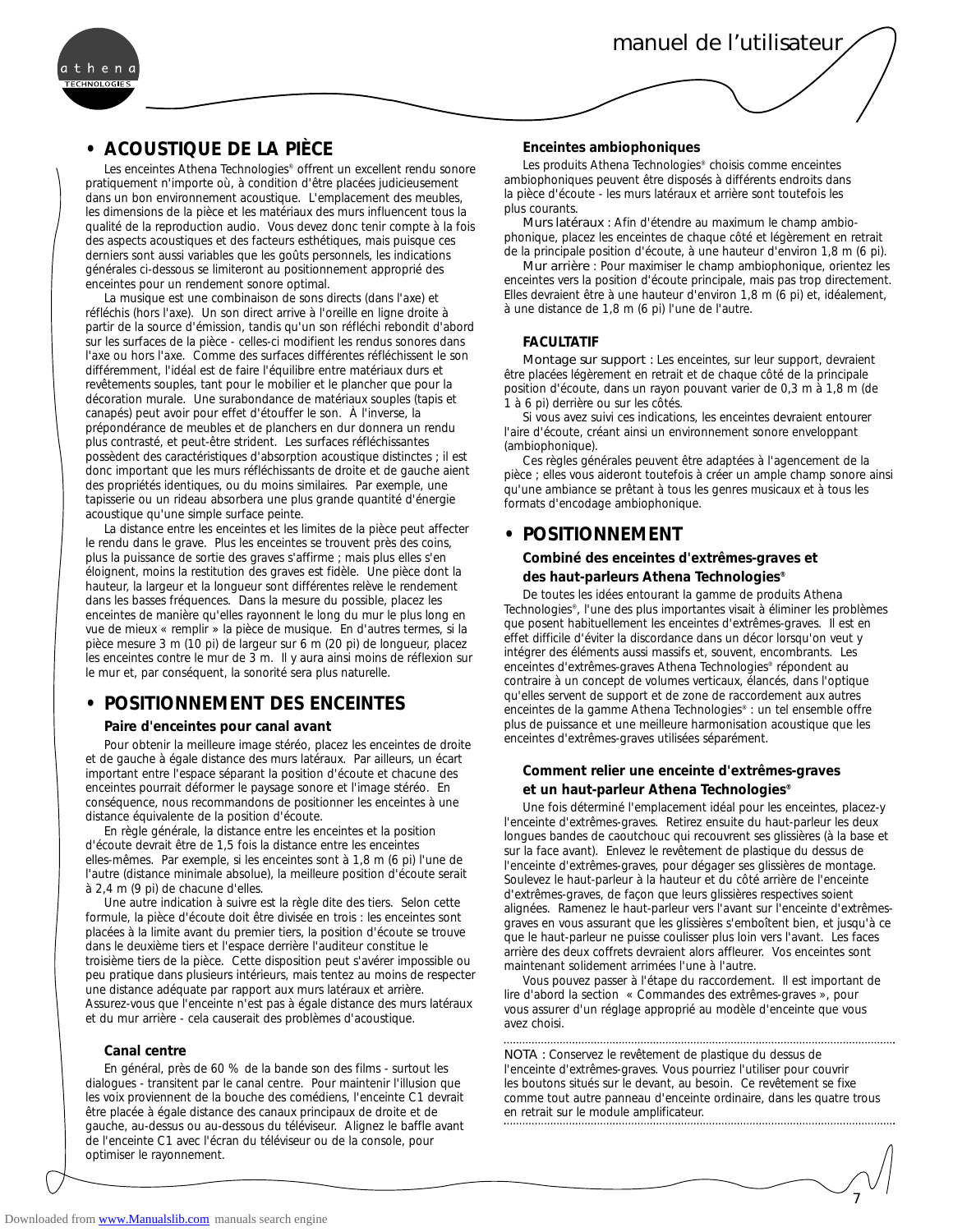# • ACOUSTIQUE DE LA PIÈCE

Les enceintes Athena Technologies® offrent un excellent rendu sonore pratiquement n'importe où, à condition d'être placées judicieusement dans un bon environnement acoustique. L'emplacement des meubles, les dimensions de la pièce et les matériaux des murs influencent tous la qualité de la reproduction audio. Vous devez donc tenir compte à la fois des aspects acoustiques et des facteurs esthétiques, mais puisque ces derniers sont aussi variables que les goûts personnels, les indications générales ci-dessous se limiteront au positionnement approprié des enceintes pour un rendement sonore optimal.

La musique est une combinaison de sons directs (dans l'axe) et réfléchis (hors l'axe). Un son direct arrive à l'oreille en ligne droite à partir de la source d'émission, tandis qu'un son réfléchi rebondit d'abord sur les surfaces de la pièce - celles-ci modifient les rendus sonores dans l'axe ou hors l'axe. Comme des surfaces différentes réfléchissent le son différemment, l'idéal est de faire l'équilibre entre matériaux durs et revêtements souples, tant pour le mobilier et le plancher que pour la décoration murale. Une surabondance de matériaux souples (tapis et canapés) peut avoir pour effet d'étouffer le son. À l'inverse, la prépondérance de meubles et de planchers en dur donnera un rendu plus contrasté, et peut-être strident. Les surfaces réfléchissantes possèdent des caractéristiques d'absorption acoustique distinctes ; il est donc important que les murs réfléchissants de droite et de gauche aient des propriétés identiques, ou du moins similaires. Par exemple, une tapisserie ou un rideau absorbera une plus grande quantité d'énergie acoustique qu'une simple surface peinte.

La distance entre les enceintes et les limites de la pièce peut affecter le rendu dans le grave. Plus les enceintes se trouvent près des coins, plus la puissance de sortie des graves s'affirme ; mais plus elles s'en éloignent, moins la restitution des graves est fidèle. Une pièce dont la hauteur, la largeur et la longueur sont différentes relève le rendement dans les basses fréquences. Dans la mesure du possible, placez les enceintes de manière qu'elles rayonnent le long du mur le plus long en vue de mieux « remplir » la pièce de musique. En d'autres termes, si la pièce mesure 3 m (10 pi) de largeur sur 6 m (20 pi) de longueur, placez les enceintes contre le mur de 3 m. Il y aura ainsi moins de réflexion sur le mur et, par conséquent, la sonorité sera plus naturelle.

# • POSITIONNEMENT DES ENCEINTES

### Paire d'enceintes pour canal avant

Pour obtenir la meilleure image stéréo, placez les enceintes de droite et de gauche à égale distance des murs latéraux. Par ailleurs, un écart important entre l'espace séparant la position d'écoute et chacune des enceintes pourrait déformer le paysage sonore et l'image stéréo. En conséquence, nous recommandons de positionner les enceintes à une distance équivalente de la position d'écoute.

En règle générale, la distance entre les enceintes et la position d'écoute devrait être de 1,5 fois la distance entre les enceintes elles-mêmes. Par exemple, si les enceintes sont à 1,8 m (6 pi) l'une de l'autre (distance minimale absolue), la meilleure position d'écoute serait à 2,4 m (9 pi) de chacune d'elles.

Une autre indication à suivre est la règle dite des tiers. Selon cette formule, la pièce d'écoute doit être divisée en trois : les enceintes sont placées à la limite avant du premier tiers, la position d'écoute se trouve dans le deuxième tiers et l'espace derrière l'auditeur constitue le troisième tiers de la pièce. Cette disposition peut s'avérer impossible ou peu pratique dans plusieurs intérieurs, mais tentez au moins de respecter une distance adéquate par rapport aux murs latéraux et arrière. Assurez-vous que l'enceinte n'est pas à égale distance des murs latéraux et du mur arrière - cela causerait des problèmes d'acoustique.

### Canal centre

En général, près de 60 % de la bande son des films - surtout les dialogues - transitent par le canal centre. Pour maintenir l'illusion que les voix proviennent de la bouche des comédiens, l'enceinte C1 devrait être placée à égale distance des canaux principaux de droite et de gauche, au-dessus ou au-dessous du téléviseur. Alignez le baffle avant de l'enceinte C1 avec l'écran du téléviseur ou de la console, pour optimiser le rayonnement.

### Enceintes ambiophoniques

Les produits Athena Technologies® choisis comme enceintes ambiophoniques peuvent être disposés à différents endroits dans la pièce d'écoute - les murs latéraux et arrière sont toutefois les plus courants.

Murs latéraux : Afin d'étendre au maximum le champ ambiophonique, placez les enceintes de chaque côté et légèrement en retrait de la principale position d'écoute, à une hauteur d'environ 1,8 m (6 pi).

Mur arrière : Pour maximiser le champ ambiophonique, orientez les enceintes vers la position d'écoute principale, mais pas trop directement. Elles devraient être à une hauteur d'environ 1,8 m (6 pi) et, idéalement, à une distance de 1,8 m (6 pi) l'une de l'autre.

### FACULTATIF

Montage sur support : Les enceintes, sur leur support, devraient être placées légèrement en retrait et de chaque côté de la principale position d'écoute, dans un rayon pouvant varier de 0,3 m à 1,8 m (de 1 à 6 pi) derrière ou sur les côtés.

Si vous avez suivi ces indications, les enceintes devraient entourer l'aire d'écoute, créant ainsi un environnement sonore enveloppant (ambiophonique).

Ces règles générales peuvent être adaptées à l'agencement de la pièce ; elles vous aideront toutefois à créer un ample champ sonore ainsi qu'une ambiance se prêtant à tous les genres musicaux et à tous les formats d'encodage ambiophonique.

# • POSITIONNEMENT

### Combiné des enceintes d'extrêmes-graves et des haut-parleurs Athena Technologies®

De toutes les idées entourant la gamme de produits Athena Technologies®, l'une des plus importantes visait à éliminer les problèmes que posent habituellement les enceintes d'extrêmes-graves. Il est en effet difficile d'éviter la discordance dans un décor lorsqu'on veut y intégrer des éléments aussi massifs et, souvent, encombrants. Les enceintes d'extrêmes-graves Athena Technologies® répondent au contraire à un concept de volumes verticaux, élancés, dans l'optique qu'elles servent de support et de zone de raccordement aux autres enceintes de la gamme Athena Technologies® : un tel ensemble offre plus de puissance et une meilleure harmonisation acoustique que les enceintes d'extrêmes-graves utilisées séparément.

### Comment relier une enceinte d'extrêmes-graves et un haut-parleur Athena Technologies®

Une fois déterminé l'emplacement idéal pour les enceintes, placez-y l'enceinte d'extrêmes-graves. Retirez ensuite du haut-parleur les deux longues bandes de caoutchouc qui recouvrent ses glissières (à la base et sur la face avant). Enlevez le revêtement de plastique du dessus de l'enceinte d'extrêmes-graves, pour dégager ses glissières de montage. Soulevez le haut-parleur à la hauteur et du côté arrière de l'enceinte d'extrêmes-graves, de façon que leurs glissières respectives soient alignées. Ramenez le haut-parleur vers l'avant sur l'enceinte d'extrêmes-graves en vous assurant que les glissières s'emboîtent bien, et jusqu'à ce que le haut-parleur ne puisse coulisser plus loin vers l'avant. Les faces arrière des deux coffrets devraient alors affleurer. Vos enceintes sont maintenant solidement arrimées l'une à l'autre.

Vous pouvez passer à l'étape du raccordement. Il est important de lire d'abord la section « Commandes des extrêmes-graves », pour vous assurer d'un réglage approprié au modèle d'enceinte que vous avez choisi.

NOTA : Conservez le revêtement de plastique du dessus de l'enceinte d'extrêmes-graves. Vous pourriez l'utiliser pour couvrir les boutons situés sur le devant, au besoin. Ce revêtement se fixe comme tout autre panneau d'enceinte ordinaire, dans les quatre trous en retrait sur le module amplificateur.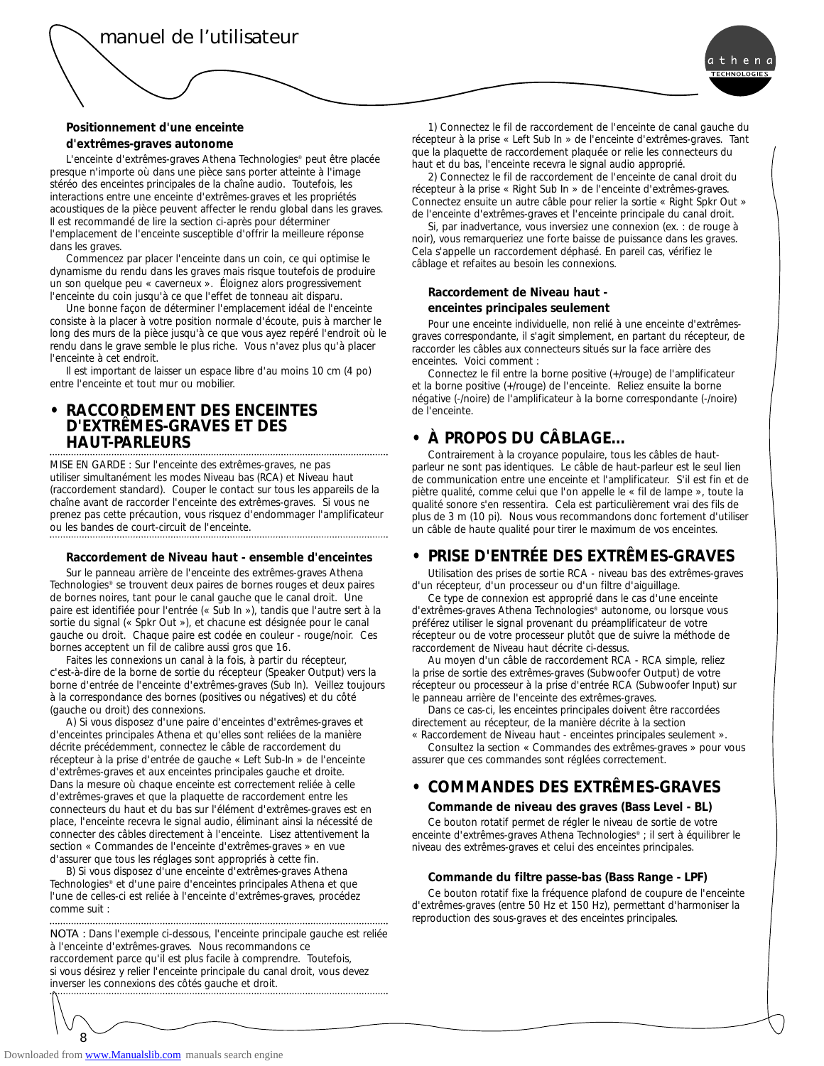### Positionnement d'une enceinte d'extrêmes-graves autonome

L'enceinte d'extrêmes-graves Athena Technologies® peut être placée presque n'importe où dans une pièce sans porter atteinte à l'image stéréo des enceintes principales de la chaîne audio. Toutefois, les interactions entre une enceinte d'extrêmes-graves et les propriétés acoustiques de la pièce peuvent affecter le rendu global dans les graves. Il est recommandé de lire la section ci-après pour déterminer l'emplacement de l'enceinte susceptible d'offrir la meilleure réponse dans les graves.

Commencez par placer l'enceinte dans un coin, ce qui optimise le dynamisme du rendu dans les graves mais risque toutefois de produire un son quelque peu « caverneux ». Éloignez alors progressivement l'enceinte du coin jusqu'à ce que l'effet de tonneau ait disparu.

Une bonne façon de déterminer l'emplacement idéal de l'enceinte consiste à la placer à votre position normale d'écoute, puis à marcher le long des murs de la pièce jusqu'à ce que vous ayez repéré l'endroit où le rendu dans le grave semble le plus riche. Vous n'avez plus qu'à placer l'enceinte à cet endroit.

Il est important de laisser un espace libre d'au moins 10 cm (4 po) entre l'enceinte et tout mur ou mobilier.

## • RACCORDEMENT DES ENCEINTES D'EXTRÊMES-GRAVES ET DES HAUT-PARLEURS

MISE EN GARDE : Sur l'enceinte des extrêmes-graves, ne pas utiliser simultanément les modes Niveau bas (RCA) et Niveau haut (raccordement standard). Couper le contact sur tous les appareils de la chaîne avant de raccorder l'enceinte des extrêmes-graves. Si vous ne prenez pas cette précaution, vous risquez d'endommager l'amplificateur ou les bandes de court-circuit de l'enceinte.

### Raccordement de Niveau haut - ensemble d'enceintes

Sur le panneau arrière de l'enceinte des extrêmes-graves Athena Technologies® se trouvent deux paires de bornes rouges et deux paires de bornes noires, tant pour le canal gauche que le canal droit. Une paire est identifiée pour l'entrée (« Sub In »), tandis que l'autre sert à la sortie du signal (« Spkr Out »), et chacune est désignée pour le canal gauche ou droit. Chaque paire est codée en couleur - rouge/noir. Ces bornes acceptent un fil de calibre aussi gros que 16.

Faites les connexions un canal à la fois, à partir du récepteur, c'est-à-dire de la borne de sortie du récepteur (Speaker Output) vers la borne d'entrée de l'enceinte d'extrêmes-graves (Sub In). Veillez toujours à la correspondance des bornes (positives ou négatives) et du côté (gauche ou droit) des connexions.

A) Si vous disposez d'une paire d'enceintes d'extrêmes-graves et d'enceintes principales Athena et qu'elles sont reliées de la manière décrite précédemment, connectez le câble de raccordement du récepteur à la prise d'entrée de gauche « Left Sub-In » de l'enceinte d'extrêmes-graves et aux enceintes principales gauche et droite. Dans la mesure où chaque enceinte est correctement reliée à celle d'extrêmes-graves et que la plaquette de raccordement entre les connecteurs du haut et du bas sur l'élément d'extrêmes-graves est en place, l'enceinte recevra le signal audio, éliminant ainsi la nécéssité de connecter des câbles directement à l'enceinte. Lisez attentivement la section « Commandes de l'enceinte d'extrêmes-graves » en vue d'assurer que tous les réglages sont appropriés à cette fin.

B) Si vous disposez d'une enceinte d'extrêmes-graves Athena Technologies® et d'une paire d'enceintes principales Athena et que l'une de celles-ci est reliée à l'enceinte d'extrêmes-graves, procédez comme suit :

NOTA : Dans l'exemple ci-dessous, l'enceinte principale gauche est reliée à l'enceinte d'extrêmes-graves. Nous recommandons ce raccordement parce qu'il est plus facile à comprendre. Toutefois, si vous désirez y relier l'enceinte principale du canal droit, vous devez inverser les connexions des côtés gauche et droit.

1) Connectez le fil de raccordement de l'enceinte de canal gauche du récepteur à la prise « Left Sub In » de l'enceinte d'extrêmes-graves. Tant que la plaquette de raccordement plaquée or relie les connecteurs du haut et du bas, l'enceinte recevra le signal audio approprié.

2) Connectez le fil de raccordement de l'enceinte de canal droit du récepteur à la prise « Right Sub In » de l'enceinte d'extrêmes-graves. Connectez ensuite un autre câble pour relier la sortie « Right Spkr Out » de l'enceinte d'extrêmes-graves et l'enceinte principale du canal droit.

Si, par inadvertance, vous inversiez une connexion (ex. : de rouge à noir), vous remarqueriez une forte baisse de puissance dans les graves. Cela s'appelle un raccordement déphasé. En pareil cas, vérifiez le câblage et refaites au besoin les connexions.

### Raccordement de Niveau haut - enceintes principales seulement

Pour une enceinte individuelle, non relié à une enceinte d'extrêmes-graves correspondante, il s'agit simplement, en partant du récepteur, de raccorder les câbles aux connecteurs situés sur la face arrière des enceintes. Voici comment :

Connectez le fil entre la borne positive (+/rouge) de l'amplificateur et la borne positive (+/rouge) de l'enceinte. Reliez ensuite la borne négative (-/noire) de l'amplificateur à la borne correspondante (-/noire) de l'enceinte.

## • À PROPOS DU CÂBLAGE...

Contrairement à la croyance populaire, tous les câbles de haut-parleur ne sont pas identiques. Le câble de haut-parleur est le seul lien de communication entre une enceinte et l'amplificateur. S'il est fin et de piètre qualité, comme celui que l'on appelle le « fil de lampe », toute la qualité sonore s'en ressentira. Cela est particulièrement vrai des fils de plus de 3 m (10 pi). Nous vous recommandons donc fortement d'utiliser un câble de haute qualité pour tirer le maximum de vos enceintes.

## • PRISE D'ENTRÉE DES EXTRÊMES-GRAVES

Utilisation des prises de sortie RCA - niveau bas des extrêmes-graves d'un récepteur, d'un processeur ou d'un filtre d'aiguillage.

Ce type de connexion est approprié dans le cas d'une enceinte d'extrêmes-graves Athena Technologies® autonome, ou lorsque vous préférez utiliser le signal provenant du préamplificateur de votre récepteur ou de votre processeur plutôt que de suivre la méthode de raccordement de Niveau haut décrite ci-dessus.

Au moyen d'un câble de raccordement RCA - RCA simple, reliez la prise de sortie des extrêmes-graves (Subwoofer Output) de votre récepteur ou processeur à la prise d'entrée RCA (Subwoofer Input) sur le panneau arrière de l'enceinte des extrêmes-graves.

Dans ce cas-ci, les enceintes principales doivent être raccordées directement au récepteur, de la manière décrite à la section « Raccordement de Niveau haut - enceintes principales seulement ».

Consultez la section « Commandes des extrêmes-graves » pour vous assurer que ces commandes sont réglées correctement.

## • COMMANDES DES EXTRÊMES-GRAVES

### Commande de niveau des graves (Bass Level - BL)

Ce bouton rotatif permet de régler le niveau de sortie de votre enceinte d'extrêmes-graves Athena Technologies® ; il sert à équilibrer le niveau des extrêmes-graves et celui des enceintes principales.

### Commande du filtre passe-bas (Bass Range - LPF)

Ce bouton rotatif fixe la fréquence plafond de coupure de l'enceinte d'extrêmes-graves (entre 50 Hz et 150 Hz), permettant d'harmoniser la reproduction des sous-graves et des enceintes principales.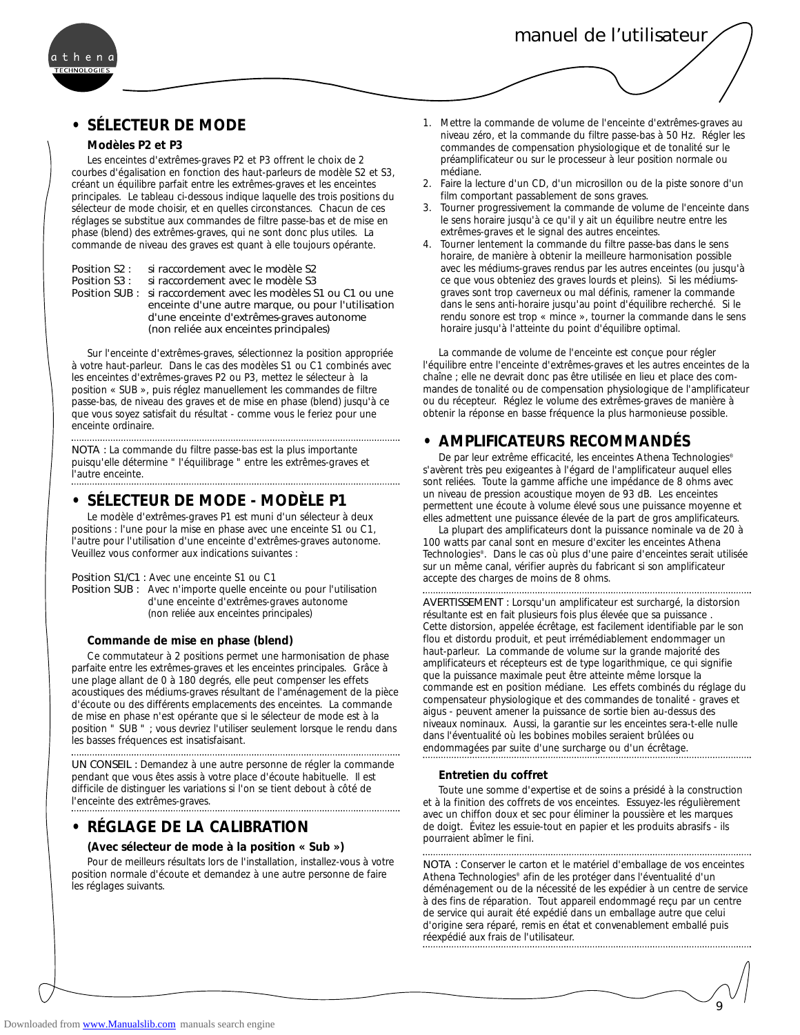# • SÉLECTEUR DE MODE

### Modèles P2 et P3

Les enceintes d'extrêmes-graves P2 et P3 offrent le choix de 2 courbes d'égalisation en fonction des haut-parleurs de modèle S2 et S3, créant un équilibre parfait entre les extrêmes-graves et les enceintes principales. Le tableau ci-dessous indique laquelle des trois positions du sélecteur de mode choisir, et en quelles circonstances. Chacun de ces réglages se substitue aux commandes de filtre passe-bas et de mise en phase (blend) des extrêmes-graves, qui ne sont donc plus utiles. La commande de niveau des graves est quant à elle toujours opérante.

Position S2 : si raccordement avec le modèle S2
Position S3 : si raccordement avec le modèle S3
Position SUB : si raccordement avec les modèles S1 ou C1 ou une enceinte d'une autre marque, ou pour l'utilisation d'une enceinte d'extrêmes-graves autonome (non reliée aux enceintes principales)

Sur l'enceinte d'extrêmes-graves, sélectionnez la position appropriée à votre haut-parleur. Dans le cas des modèles S1 ou C1 combinés avec les enceintes d'extrêmes-graves P2 ou P3, mettez le sélecteur à la position « SUB », puis réglez manuellement les commandes de filtre passe-bas, de niveau des graves et de mise en phase (blend) jusqu'à ce que vous soyez satisfait du résultat - comme vous le feriez pour une enceinte ordinaire.

NOTA : La commande du filtre passe-bas est la plus importante puisqu'elle détermine " l'équilibrage " entre les extrêmes-graves et l'autre enceinte.

# • SÉLECTEUR DE MODE - MODÈLE P1

Le modèle d'extrêmes-graves P1 est muni d'un sélecteur à deux positions : l'une pour la mise en phase avec une enceinte S1 ou C1, l'autre pour l'utilisation d'une enceinte d'extrêmes-graves autonome. Veuillez vous conformer aux indications suivantes :

Position S1/C1 : Avec une enceinte S1 ou C1
Position SUB : Avec n'importe quelle enceinte ou pour l'utilisation d'une enceinte d'extrêmes-graves autonome (non reliée aux enceintes principales)

### Commande de mise en phase (blend)

Ce commutateur à 2 positions permet une harmonisation de phase parfaite entre les extrêmes-graves et les enceintes principales. Grâce à une plage allant de 0 à 180 degrés, elle peut compenser les effets acoustiques des médiums-graves résultant de l'aménagement de la pièce d'écoute ou des différents emplacements des enceintes. La commande de mise en phase n'est opérante que si le sélecteur de mode est à la position " SUB " ; vous devriez l'utiliser seulement lorsque le rendu dans les basses fréquences est insatisfaisant.

UN CONSEIL : Demandez à une autre personne de régler la commande pendant que vous êtes assis à votre place d'écoute habituelle. Il est difficile de distinguer les variations si l'on se tient debout à côté de l'enceinte des extrêmes-graves.

# • RÉGLAGE DE LA CALIBRATION

### (Avec sélecteur de mode à la position « Sub »)

Pour de meilleurs résultats lors de l'installation, installez-vous à votre position normale d'écoute et demandez à une autre personne de faire les réglages suivants.

1. Mettre la commande de volume de l'enceinte d'extrêmes-graves au niveau zéro, et la commande du filtre passe-bas à 50 Hz. Régler les commandes de compensation physiologique et de tonalité sur le préamplificateur ou sur le processeur à leur position normale ou médiane.
2. Faire la lecture d'un CD, d'un microsillon ou de la piste sonore d'un film comportant passablement de sons graves.
3. Tourner progressivement la commande de volume de l'enceinte dans le sens horaire jusqu'à ce qu'il y ait un équilibre neutre entre les extrêmes-graves et le signal des autres enceintes.
4. Tourner lentement la commande du filtre passe-bas dans le sens horaire, de manière à obtenir la meilleure harmonisation possible avec les médiums-graves rendus par les autres enceintes (ou jusqu'à ce que vous obteniez des graves lourds et pleins). Si les médiums-graves sont trop caverneux ou mal définis, ramener la commande dans le sens anti-horaire jusqu'au point d'équilibre recherché. Si le rendu sonore est trop « mince », tourner la commande dans le sens horaire jusqu'à l'atteinte du point d'équilibre optimal.

La commande de volume de l'enceinte est conçue pour régler l'équilibre entre l'enceinte d'extrêmes-graves et les autres enceintes de la chaîne ; elle ne devrait donc pas être utilisée en lieu et place des commandes de tonalité ou de compensation physiologique de l'amplificateur ou du récepteur. Réglez le volume des extrêmes-graves de manière à obtenir la réponse en basse fréquence la plus harmonieuse possible.

# • AMPLIFICATEURS RECOMMANDÉS

De par leur extrême efficacité, les enceintes Athena Technologies® s'avèrent très peu exigeantes à l'égard de l'amplificateur auquel elles sont reliées. Toute la gamme affiche une impédance de 8 ohms avec un niveau de pression acoustique moyen de 93 dB. Les enceintes permettent une écoute à volume élevé sous une puissance moyenne et elles admettent une puissance élevée de la part de gros amplificateurs.

La plupart des amplificateurs dont la puissance nominale va de 20 à 100 watts par canal sont en mesure d'exciter les enceintes Athena Technologies®. Dans le cas où plus d'une paire d'enceintes serait utilisée sur un même canal, vérifier auprès du fabricant si son amplificateur accepte des charges de moins de 8 ohms.

AVERTISSEMENT : Lorsqu'un amplificateur est surchargé, la distorsion résultante est en fait plusieurs fois plus élevée que sa puissance . Cette distorsion, appelée écrêtage, est facilement identifiable par le son flou et distordu produit, et peut irrémédiablement endommager un haut-parleur. La commande de volume sur la grande majorité des amplificateurs et récepteurs est de type logarithmique, ce qui signifie que la puissance maximale peut être atteinte même lorsque la commande est en position médiane. Les effets combinés du réglage du compensateur physiologique et des commandes de tonalité - graves et aigus - peuvent amener la puissance de sortie bien au-dessus des niveaux nominaux. Aussi, la garantie sur les enceintes sera-t-elle nulle dans l'éventualité où les bobines mobiles seraient brûlées ou endommagées par suite d'une surcharge ou d'un écrêtage.

### Entretien du coffret

Toute une somme d'expertise et de soins a présidé à la construction et à la finition des coffrets de vos enceintes. Essuyez-les régulièrement avec un chiffon doux et sec pour éliminer la poussière et les marques de doigt. Évitez les essuie-tout en papier et les produits abrasifs - ils pourraient abîmer le fini.

NOTA : Conserver le carton et le matériel d'emballage de vos enceintes Athena Technologies® afin de les protéger dans l'éventualité d'un déménagement ou de la nécessité de les expédier à un centre de service à des fins de réparation. Tout appareil endommagé reçu par un centre de service qui aurait été expédié dans un emballage autre que celui d'origine sera réparé, remis en état et convenablement emballé puis réexpédié aux frais de l'utilisateur.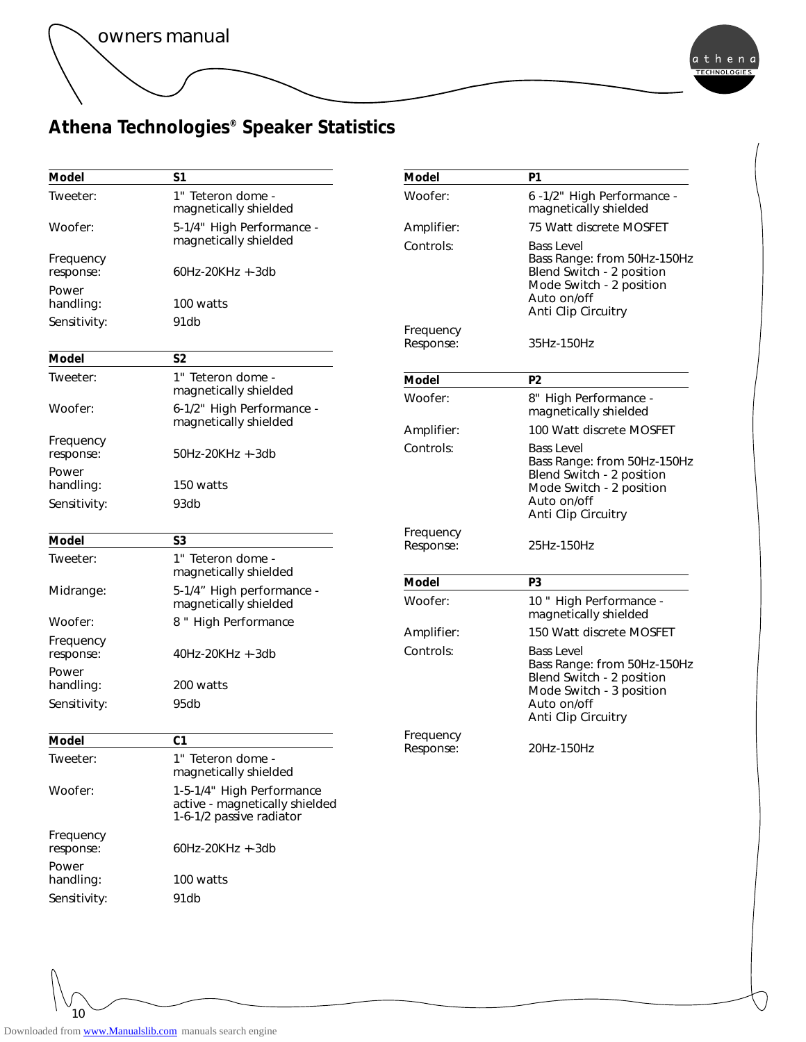## Athena Technologies® Speaker Statistics

| Model | S1 |
|---|---|
| Tweeter: | 1" Teteron dome - magnetically shielded |
| Woofer: | 5-1/4" High Performance - magnetically shielded |
| Frequency response: | 60Hz-20KHz +-3db |
| Power handling: | 100 watts |
| Sensitivity: | 91db |

| Model | S2 |
|---|---|
| Tweeter: | 1" Teteron dome - magnetically shielded |
| Woofer: | 6-1/2" High Performance - magnetically shielded |
| Frequency response: | 50Hz-20KHz +-3db |
| Power handling: | 150 watts |
| Sensitivity: | 93db |

| Model | S3 |
|---|---|
| Tweeter: | 1" Teteron dome - magnetically shielded |
| Midrange: | 5-1/4" High performance - magnetically shielded |
| Woofer: | 8 " High Performance |
| Frequency response: | 40Hz-20KHz +-3db |
| Power handling: | 200 watts |
| Sensitivity: | 95db |

| Model | C1 |
|---|---|
| Tweeter: | 1" Teteron dome - magnetically shielded |
| Woofer: | 1-5-1/4" High Performance active - magnetically shielded 1-6-1/2 passive radiator |
| Frequency response: | 60Hz-20KHz +-3db |
| Power handling: | 100 watts |
| Sensitivity: | 91db |

| Model | P1 |
|---|---|
| Woofer: | 6 -1/2" High Performance - magnetically shielded |
| Amplifier: | 75 Watt discrete MOSFET |
| Controls: | Bass Level<br>Bass Range: from 50Hz-150Hz<br>Blend Switch - 2 position<br>Mode Switch - 2 position<br>Auto on/off<br>Anti Clip Circuitry |
| Frequency Response: | 35Hz-150Hz |

| Model | P2 |
|---|---|
| Woofer: | 8" High Performance - magnetically shielded |
| Amplifier: | 100 Watt discrete MOSFET |
| Controls: | Bass Level<br>Bass Range: from 50Hz-150Hz<br>Blend Switch - 2 position<br>Mode Switch - 2 position<br>Auto on/off<br>Anti Clip Circuitry |
| Frequency Response: | 25Hz-150Hz |

| Model | P3 |
|---|---|
| Woofer: | 10 " High Performance - magnetically shielded |
| Amplifier: | 150 Watt discrete MOSFET |
| Controls: | Bass Level<br>Bass Range: from 50Hz-150Hz<br>Blend Switch - 2 position<br>Mode Switch - 3 position<br>Auto on/off<br>Anti Clip Circuitry |
| Frequency Response: | 20Hz-150Hz |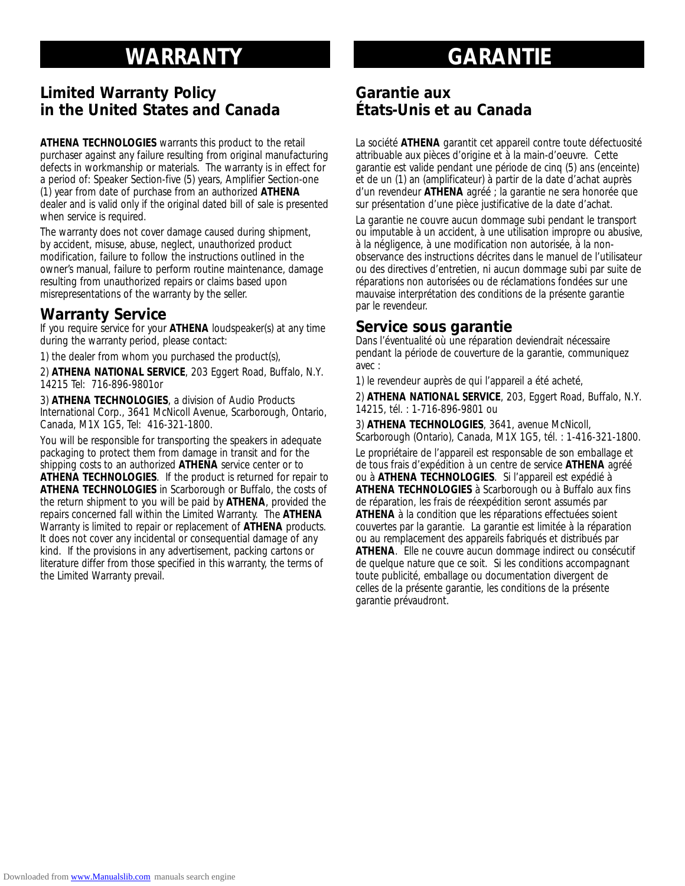# WARRANTY

## Limited Warranty Policy in the United States and Canada

**ATHENA TECHNOLOGIES** warrants this product to the retail purchaser against any failure resulting from original manufacturing defects in workmanship or materials. The warranty is in effect for a period of: Speaker Section-five (5) years, Amplifier Section-one (1) year from date of purchase from an authorized **ATHENA** dealer and is valid only if the original dated bill of sale is presented when service is required.

The warranty does not cover damage caused during shipment, by accident, misuse, abuse, neglect, unauthorized product modification, failure to follow the instructions outlined in the owner's manual, failure to perform routine maintenance, damage resulting from unauthorized repairs or claims based upon misrepresentations of the warranty by the seller.

## Warranty Service

If you require service for your **ATHENA** loudspeaker(s) at any time during the warranty period, please contact:

1) the dealer from whom you purchased the product(s),

2) **ATHENA NATIONAL SERVICE**, 203 Eggert Road, Buffalo, N.Y. 14215 Tel: 716-896-9801or

3) **ATHENA TECHNOLOGIES**, a division of Audio Products International Corp., 3641 McNicoll Avenue, Scarborough, Ontario, Canada, M1X 1G5, Tel: 416-321-1800.

You will be responsible for transporting the speakers in adequate packaging to protect them from damage in transit and for the shipping costs to an authorized **ATHENA** service center or to **ATHENA TECHNOLOGIES**. If the product is returned for repair to **ATHENA TECHNOLOGIES** in Scarborough or Buffalo, the costs of the return shipment to you will be paid by **ATHENA**, provided the repairs concerned fall within the Limited Warranty. The **ATHENA** Warranty is limited to repair or replacement of **ATHENA** products. It does not cover any incidental or consequential damage of any kind. If the provisions in any advertisement, packing cartons or literature differ from those specified in this warranty, the terms of the Limited Warranty prevail.

# GARANTIE

## Garantie aux États-Unis et au Canada

La société **ATHENA** garantit cet appareil contre toute défectuosité attribuable aux pièces d'origine et à la main-d'oeuvre. Cette garantie est valide pendant une période de cinq (5) ans (enceinte) et de un (1) an (amplificateur) à partir de la date d'achat auprès d'un revendeur **ATHENA** agréé ; la garantie ne sera honorée que sur présentation d'une pièce justificative de la date d'achat.

La garantie ne couvre aucun dommage subi pendant le transport ou imputable à un accident, à une utilisation impropre ou abusive, à la négligence, à une modification non autorisée, à la non-observance des instructions décrites dans le manuel de l'utilisateur ou des directives d'entretien, ni aucun dommage subi par suite de réparations non autorisées ou de réclamations fondées sur une mauvaise interprétation des conditions de la présente garantie par le revendeur.

## Service sous garantie

Dans l'éventualité où une réparation deviendrait nécessaire pendant la période de couverture de la garantie, communiquez avec :

1) le revendeur auprès de qui l'appareil a été acheté,

2) **ATHENA NATIONAL SERVICE**, 203, Eggert Road, Buffalo, N.Y. 14215, tél. : 1-716-896-9801 ou

3) **ATHENA TECHNOLOGIES**, 3641, avenue McNicoll, Scarborough (Ontario), Canada, M1X 1G5, tél. : 1-416-321-1800.

Le propriétaire de l'appareil est responsable de son emballage et de tous frais d'expédition à un centre de service **ATHENA** agréé ou à **ATHENA TECHNOLOGIES**. Si l'appareil est expédié à **ATHENA TECHNOLOGIES** à Scarborough ou à Buffalo aux fins de réparation, les frais de réexpédition seront assumés par **ATHENA** à la condition que les réparations effectuées soient couvertes par la garantie. La garantie est limitée à la réparation ou au remplacement des appareils fabriqués et distribués par **ATHENA**. Elle ne couvre aucun dommage indirect ou consécutif de quelque nature que ce soit. Si les conditions accompagnant toute publicité, emballage ou documentation divergent de celles de la présente garantie, les conditions de la présente garantie prévaudront.